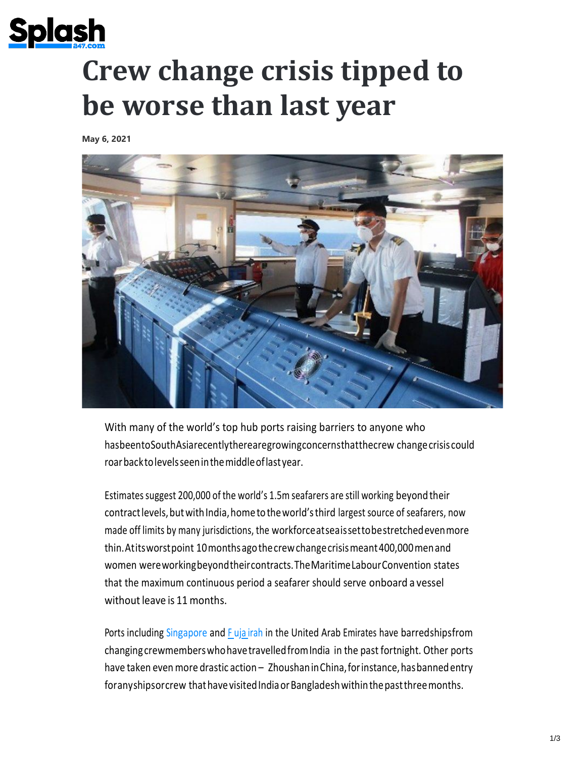Splash 247.com

# Crew change crisis tipped to be worse than last year

**May 6, 2021**

With many of the world's top hub ports raising barriers to anyone who has been to South Asia recently there are growing concerns that the crew change crisis could roar back to levels seen in the middle of last year.

Estimates suggest 200,000 of the world's 1.5m seafarers are still working beyond their contract levels, but with India, home to the world's third largest source of seafarers, now made off limits by many jurisdictions, the workforce at sea is set to be stretched even more thin. At its worst point 10 months ago the crew change crisis meant 400,000 men and women were working beyond their contracts. The Maritime Labour Convention states that the maximum continuous period a seafarer should serve onboard a vessel without leave is 11 months.

Ports including Singapore and Fujairah in the United Arab Emirates have barred ships from changing crew members who have travelled from India in the past fortnight. Other ports have taken even more drastic action – Zhoushan in China, for instance, has banned entry for any ships or crew that have visited India or Bangladesh within the past three months.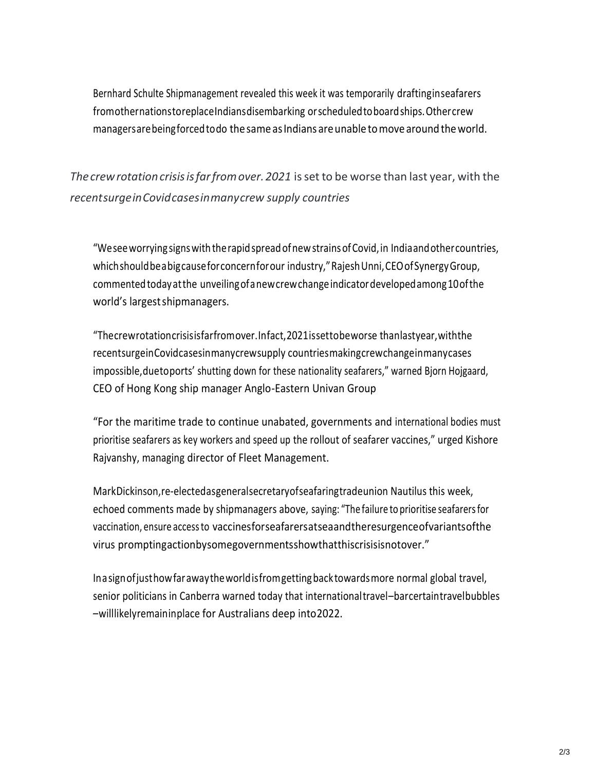Bernhard Schulte Shipmanagement revealed this week it was temporarily drafting in seafarers from other nations to replace Indians disembarking or scheduled to board ships. Other crew managers are being forced to do the same as Indians are unable to move around the world.

*The crew rotation crisis is far from over. 2021* is set to be worse than last year, with the *recent surge in Covid cases in many crew supply countries*

"We see worrying signs with the rapid spread of new strains of Covid, in India and other countries, which should be a big cause for concern for our industry," Rajesh Unni, CEO of Synergy Group, commented today at the unveiling of a new crew change indicator developed among 10 of the world's largest shipmanagers.

"The crew rotation crisis is far from over. In fact, 2021 is set to be worse than last year, with the recent surge in Covid cases in many crew supply countries making crew change in many cases impossible, due to ports' shutting down for these nationality seafarers," warned Bjorn Hojgaard, CEO of Hong Kong ship manager Anglo-Eastern Univan Group

"For the maritime trade to continue unabated, governments and international bodies must prioritise seafarers as key workers and speed up the rollout of seafarer vaccines," urged Kishore Rajvanshy, managing director of Fleet Management.

Mark Dickinson, re-elected as general secretary of seafaring trade union Nautilus this week, echoed comments made by shipmanagers above, saying: "The failure to prioritise seafarers for vaccination, ensure access to vaccines for seafarers at sea and the resurgence of variants of the virus prompting action by some governments show that this crisis is not over."

In a sign of just how far away the world is from getting back towards more normal global travel, senior politicians in Canberra warned today that international travel – bar certain travel bubbles – will likely remain in place for Australians deep into 2022.